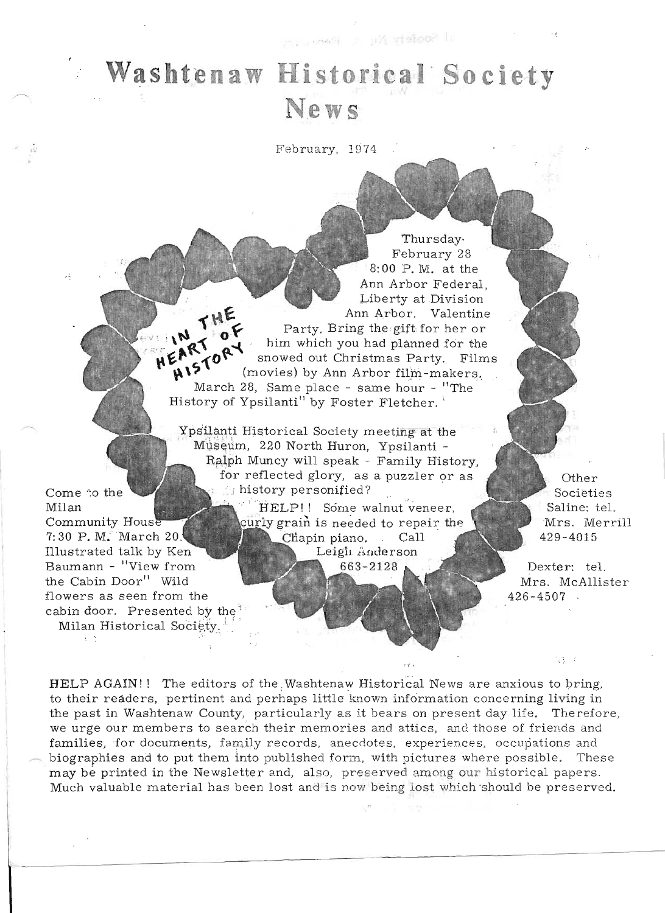# Washtenaw Historical Society News

February, 1974

IN THE HEART OF HISTORY

Thursday February 28 8:00 P. M. at the Ann Arbor Federal, Liberty at Division Ann Arbor. Valentine Party. Bring the gift for her or him which you had planned for the snowed out Christmas Party. Films (movies) by Ann Arbor film-makers.

March 28, Same place - same hour - "The History of Ypsilanti" by Foster Fletcher.

Ypsilanti Historical Society meeting at the Museum, 220 North Huron, Ypsilanti - Ralph Muncy will speak - Family History, for reflected glory, as a puzzler or as history personified?

HELP!! Some walnut veneer, curly grain is needed to repair the Chapin piano. Call Leigh Anderson 663-2128

Come to the Milan Community House 7:30 P. M. March 20. Illustrated talk by Ken Baumann - "View from the Cabin Door" Wild flowers as seen from the cabin door. Presented by the Milan Historical Society.

Other Societies
Saline: tel. Mrs. Merrill 429-4015

Dexter: tel. Mrs. McAllister 426-4507

HELP AGAIN!! The editors of the Washtenaw Historical News are anxious to bring, to their readers, pertinent and perhaps little known information concerning living in the past in Washtenaw County, particularly as it bears on present day life. Therefore, we urge our members to search their memories and attics, and those of friends and families, for documents, family records, anecdotes, experiences, occupations and biographies and to put them into published form, with pictures where possible. These may be printed in the Newsletter and, also, preserved among our historical papers. Much valuable material has been lost and is now being lost which should be preserved.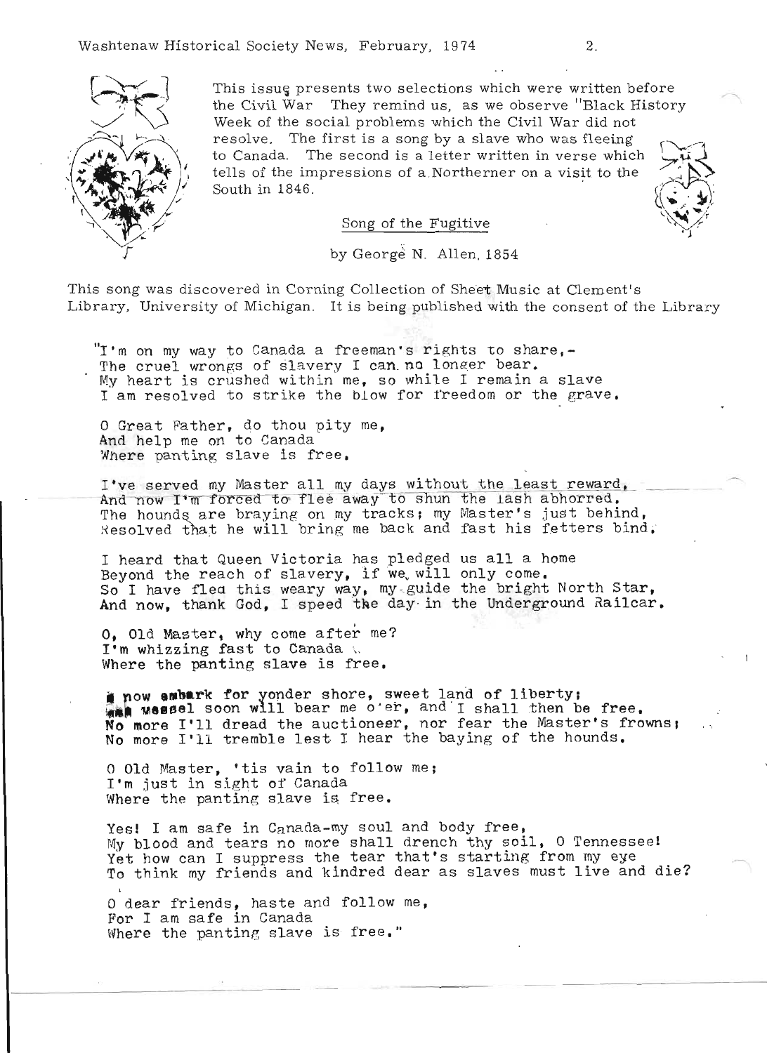This issue presents two selections which were written before the Civil War They remind us, as we observe "Black History Week of the social problems which the Civil War did not resolve. The first is a song by a slave who was fleeing to Canada. The second is a letter written in verse which tells of the impressions of a Northerner on a visit to the South in 1846.

## Song of the Fugitive

by George N. Allen, 1854

This song was discovered in Corning Collection of Sheet Music at Clement's Library, University of Michigan. It is being published with the consent of the Library

"I'm on my way to Canada a freeman's rights to share,-
The cruel wrongs of slavery I can no longer bear.
My heart is crushed within me, so while I remain a slave
I am resolved to strike the blow for freedom or the grave.

O Great Father, do thou pity me,
And help me on to Canada
Where panting slave is free.

I've served my Master all my days without the least reward,
And now I'm forced to flee away to shun the lash abhorred.
The hounds are braying on my tracks; my Master's just behind,
Resolved that he will bring me back and fast his fetters bind.

I heard that Queen Victoria has pledged us all a home
Beyond the reach of slavery, if we will only come.
So I have fled this weary way, my guide the bright North Star,
And now, thank God, I speed the day in the Underground Railcar.

O, Old Master, why come after me?
I'm whizzing fast to Canada
Where the panting slave is free.

I now embark for yonder shore, sweet land of liberty;
The vessel soon will bear me o'er, and I shall then be free.
No more I'll dread the auctioneer, nor fear the Master's frowns;
No more I'll tremble lest I hear the baying of the hounds.

O Old Master, 'tis vain to follow me;
I'm just in sight of Canada
Where the panting slave is free.

Yes! I am safe in Canada-my soul and body free,
My blood and tears no more shall drench thy soil, O Tennessee!
Yet how can I suppress the tear that's starting from my eye
To think my friends and kindred dear as slaves must live and die?

O dear friends, haste and follow me,
For I am safe in Canada
Where the panting slave is free."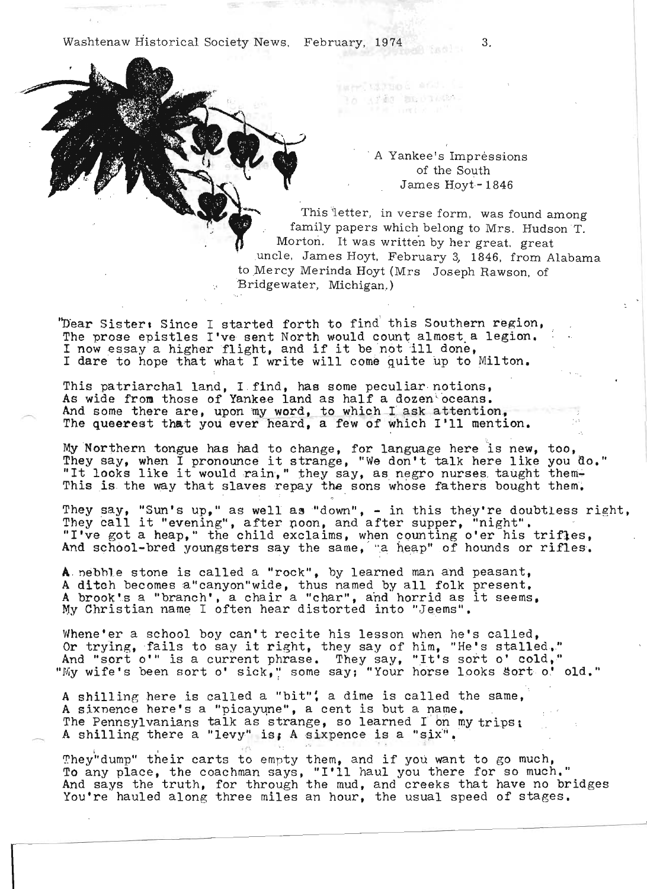## A Yankee's Impressions of the South
### James Hoyt - 1846

This letter, in verse form, was found among family papers which belong to Mrs. Hudson T. Morton. It was written by her great, great uncle, James Hoyt, February 3, 1846, from Alabama to Mercy Merinda Hoyt (Mrs Joseph Rawson, of Bridgewater, Michigan.)

"Dear Sister: Since I started forth to find this Southern region,
The prose epistles I've sent North would count almost a legion.
I now essay a higher flight, and if it be not ill done,
I dare to hope that what I write will come quite up to Milton.

This patriarchal land, I find, has some peculiar notions,
As wide from those of Yankee land as half a dozen oceans.
And some there are, upon my word, to which I ask attention,
The queerest that you ever heard, a few of which I'll mention.

My Northern tongue has had to change, for language here is new, too,
They say, when I pronounce it strange, "We don't talk here like you do."
"It looks like it would rain," they say, as negro nurses taught them-
This is the way that slaves repay the sons whose fathers bought them.

They say, "Sun's up," as well as "down", - in this they're doubtless right,
They call it "evening", after noon, and after supper, "night".
"I've got a heap," the child exclaims, when counting o'er his trifles,
And school-bred youngsters say the same, "a heap" of hounds or rifles.

A pebble stone is called a "rock", by learned man and peasant,
A ditch becomes a"canyon"wide, thus named by all folk present.
A brook's a "branch', a chair a "char", and horrid as it seems,
My Christian name I often hear distorted into "Jeems".

Whene'er a school boy can't recite his lesson when he's called,
Or trying, fails to say it right, they say of him, "He's stalled."
And "sort o'" is a current phrase. They say, "It's sort o' cold,"
"My wife's been sort o' sick," some say; "Your horse looks sort o' old."

A shilling here is called a "bit"; a dime is called the same,
A sixpence here's a "picayune", a cent is but a name.
The Pennsylvanians talk as strange, so learned I on my trips;
A shilling there a "levy" is; A sixpence is a "six".

They"dump" their carts to empty them, and if you want to go much,
To any place, the coachman says, "I'll haul you there for so much."
And says the truth, for through the mud, and creeks that have no bridges
You're hauled along three miles an hour, the usual speed of stages.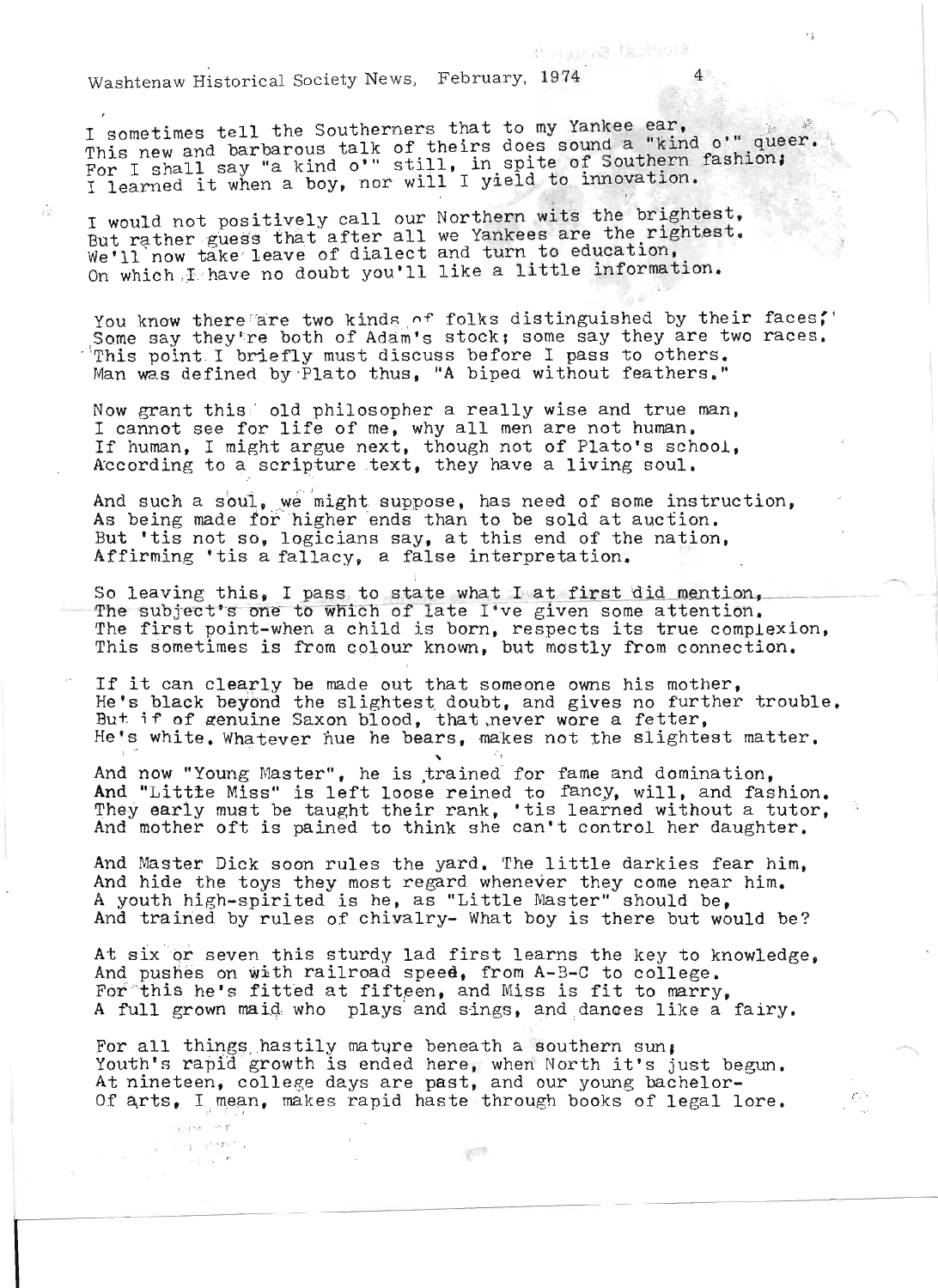I sometimes tell the Southerners that to my Yankee ear,
This new and barbarous talk of theirs does sound a "kind o'" queer.
For I shall say "a kind o'" still, in spite of Southern fashion;
I learned it when a boy, nor will I yield to innovation.

I would not positively call our Northern wits the brightest,
But rather guess that after all we Yankees are the rightest.
We'll now take leave of dialect and turn to education,
On which I have no doubt you'll like a little information.

You know there are two kinds of folks distinguished by their faces;
Some say they're both of Adam's stock; some say they are two races.
This point I briefly must discuss before I pass to others.
Man was defined by Plato thus, "A biped without feathers."

Now grant this old philosopher a really wise and true man,
I cannot see for life of me, why all men are not human.
If human, I might argue next, though not of Plato's school,
According to a scripture text, they have a living soul.

And such a soul, we might suppose, has need of some instruction,
As being made for higher ends than to be sold at auction.
But 'tis not so, logicians say, at this end of the nation,
Affirming 'tis a fallacy, a false interpretation.

So leaving this, I pass to state what I at first did mention,
The subject's one to which of late I've given some attention.
The first point-when a child is born, respects its true complexion,
This sometimes is from colour known, but mostly from connection.

If it can clearly be made out that someone owns his mother,
He's black beyond the slightest doubt, and gives no further trouble.
But if of genuine Saxon blood, that never wore a fetter,
He's white. Whatever hue he bears, makes not the slightest matter.

And now "Young Master", he is trained for fame and domination,
And "Little Miss" is left loose reined to fancy, will, and fashion.
They early must be taught their rank, 'tis learned without a tutor,
And mother oft is pained to think she can't control her daughter.

And Master Dick soon rules the yard. The little darkies fear him,
And hide the toys they most regard whenever they come near him.
A youth high-spirited is he, as "Little Master" should be,
And trained by rules of chivalry- What boy is there but would be?

At six or seven this sturdy lad first learns the key to knowledge,
And pushes on with railroad speed, from A-B-C to college.
For this he's fitted at fifteen, and Miss is fit to marry,
A full grown maid who plays and sings, and dances like a fairy.

For all things hastily mature beneath a southern sun;
Youth's rapid growth is ended here, when North it's just begun.
At nineteen, college days are past, and our young bachelor-
Of arts, I mean, makes rapid haste through books of legal lore.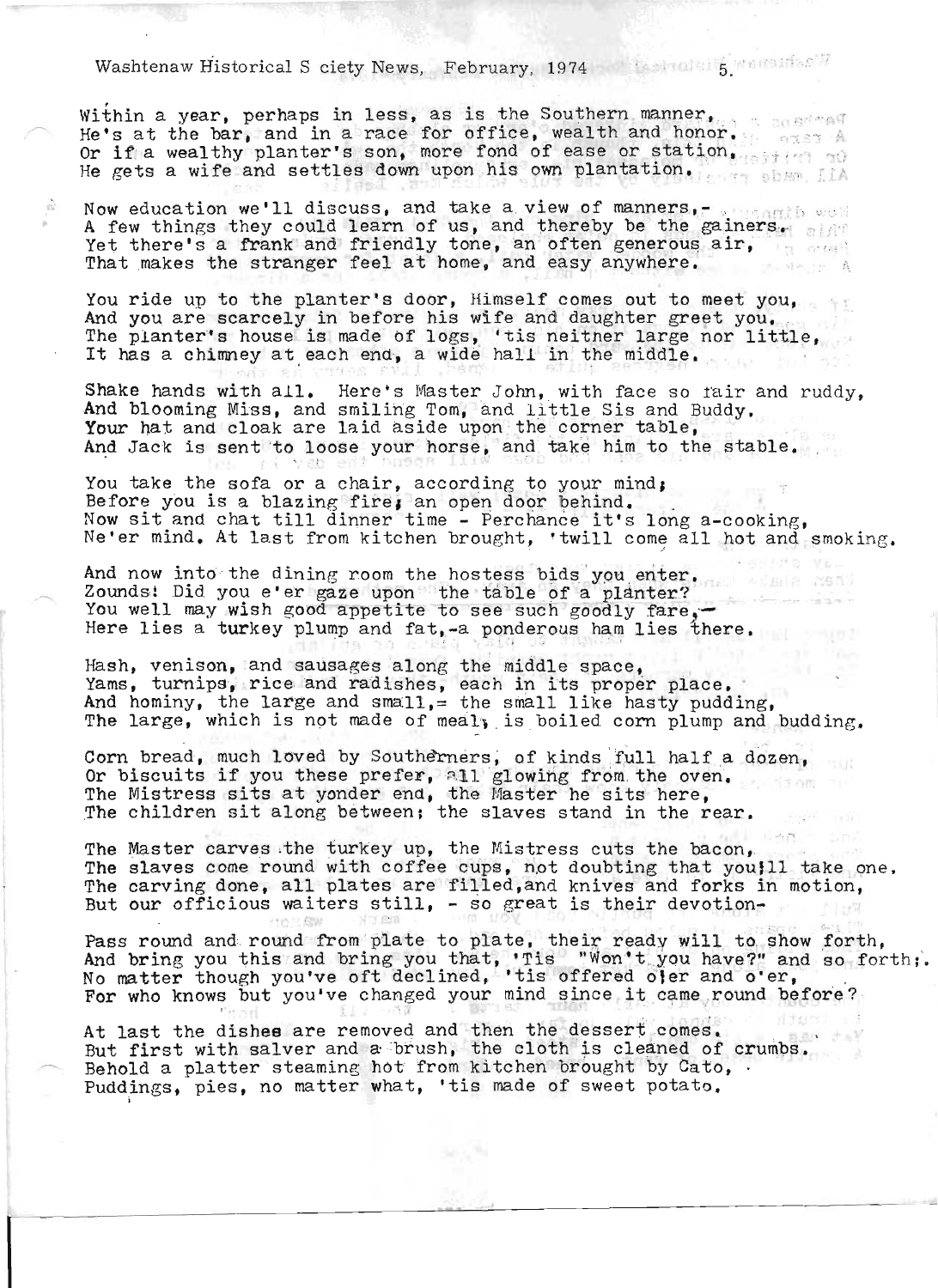Within a year, perhaps in less, as is the Southern manner,
He's at the bar, and in a race for office, wealth and honor.
Or if a wealthy planter's son, more fond of ease or station,
He gets a wife and settles down upon his own plantation.

Now education we'll discuss, and take a view of manners,-
A few things they could learn of us, and thereby be the gainers.
Yet there's a frank and friendly tone, an often generous air,
That makes the stranger feel at home, and easy anywhere.

You ride up to the planter's door, Himself comes out to meet you,
And you are scarcely in before his wife and daughter greet you.
The planter's house is made of logs, 'tis neither large nor little,
It has a chimney at each end, a wide hall in the middle.

Shake hands with all. Here's Master John, with face so fair and ruddy,
And blooming Miss, and smiling Tom, and little Sis and Buddy.
Your hat and cloak are laid aside upon the corner table,
And Jack is sent to loose your horse, and take him to the stable.

You take the sofa or a chair, according to your mind;
Before you is a blazing fire; an open door behind.
Now sit and chat till dinner time - Perchance it's long a-cooking,
Ne'er mind. At last from kitchen brought, 'twill come all hot and smoking.

And now into the dining room the hostess bids you enter.
Zounds! Did you e'er gaze upon the table of a planter?
You well may wish good appetite to see such goodly fare,-
Here lies a turkey plump and fat,-a ponderous ham lies there.

Hash, venison, and sausages along the middle space,
Yams, turnips, rice and radishes, each in its proper place.
And hominy, the large and small,= the small like hasty pudding,
The large, which is not made of meal, is boiled corn plump and budding.

Corn bread, much loved by Southerners, of kinds full half a dozen,
Or biscuits if you these prefer, all glowing from the oven.
The Mistress sits at yonder end, the Master he sits here,
The children sit along between; the slaves stand in the rear.

The Master carves the turkey up, the Mistress cuts the bacon,
The slaves come round with coffee cups, not doubting that you'll take one.
The carving done, all plates are filled,and knives and forks in motion,
But our officious waiters still, - so great is their devotion-

Pass round and round from plate to plate, their ready will to show forth,
And bring you this and bring you that, 'Tis "Won't you have?" and so forth;.
No matter though you've oft declined, 'tis offered o'er and o'er,
For who knows but you've changed your mind since it came round before?

At last the dishes are removed and then the dessert comes.
But first with salver and a brush, the cloth is cleaned of crumbs.
Behold a platter steaming hot from kitchen brought by Cato,
Puddings, pies, no matter what, 'tis made of sweet potato.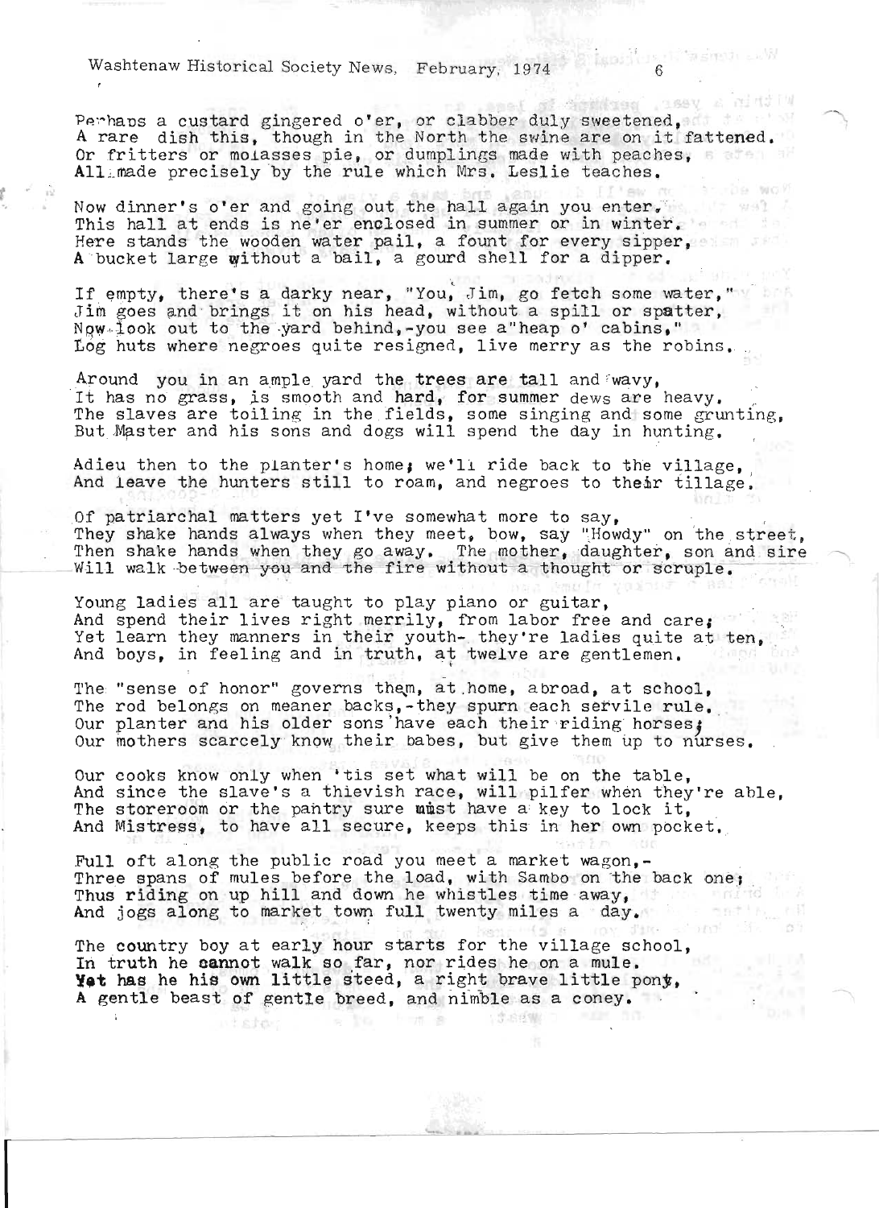Perhaps a custard gingered o'er, or clabber duly sweetened,
A rare dish this, though in the North the swine are on it fattened.
Or fritters or molasses pie, or dumplings made with peaches,
All made precisely by the rule which Mrs. Leslie teaches.

Now dinner's o'er and going out the hall again you enter.
This hall at ends is ne'er enclosed in summer or in winter.
Here stands the wooden water pail, a fount for every sipper,
A bucket large without a bail, a gourd shell for a dipper.

If empty, there's a darky near, "You, Jim, go fetch some water,"
Jim goes and brings it on his head, without a spill or spatter,
Now look out to the yard behind,-you see a"heap o' cabins,"
Log huts where negroes quite resigned, live merry as the robins.

Around you in an ample yard the trees are tall and wavy,
It has no grass, is smooth and hard, for summer dews are heavy.
The slaves are toiling in the fields, some singing and some grunting,
But Master and his sons and dogs will spend the day in hunting.

Adieu then to the planter's home; we'll ride back to the village,
And leave the hunters still to roam, and negroes to their tillage.

Of patriarchal matters yet I've somewhat more to say,
They shake hands always when they meet, bow, say "Howdy" on the street,
Then shake hands when they go away. The mother, daughter, son and sire
Will walk between you and the fire without a thought or scruple.

Young ladies all are taught to play piano or guitar,
And spend their lives right merrily, from labor free and care;
Yet learn they manners in their youth- they're ladies quite at ten,
And boys, in feeling and in truth, at twelve are gentlemen.

The "sense of honor" governs them, at home, abroad, at school,
The rod belongs on meaner backs,-they spurn each servile rule.
Our planter and his older sons have each their riding horses;
Our mothers scarcely know their babes, but give them up to nurses.

Our cooks know only when 'tis set what will be on the table,
And since the slave's a thievish race, will pilfer when they're able,
The storeroom or the pantry sure must have a key to lock it,
And Mistress, to have all secure, keeps this in her own pocket.

Full oft along the public road you meet a market wagon,-
Three spans of mules before the load, with Sambo on the back one;
Thus riding on up hill and down he whistles time away,
And jogs along to market town full twenty miles a day.

The country boy at early hour starts for the village school,
In truth he cannot walk so far, nor rides he on a mule.
Yet has he his own little steed, a right brave little pony,
A gentle beast of gentle breed, and nimble as a coney.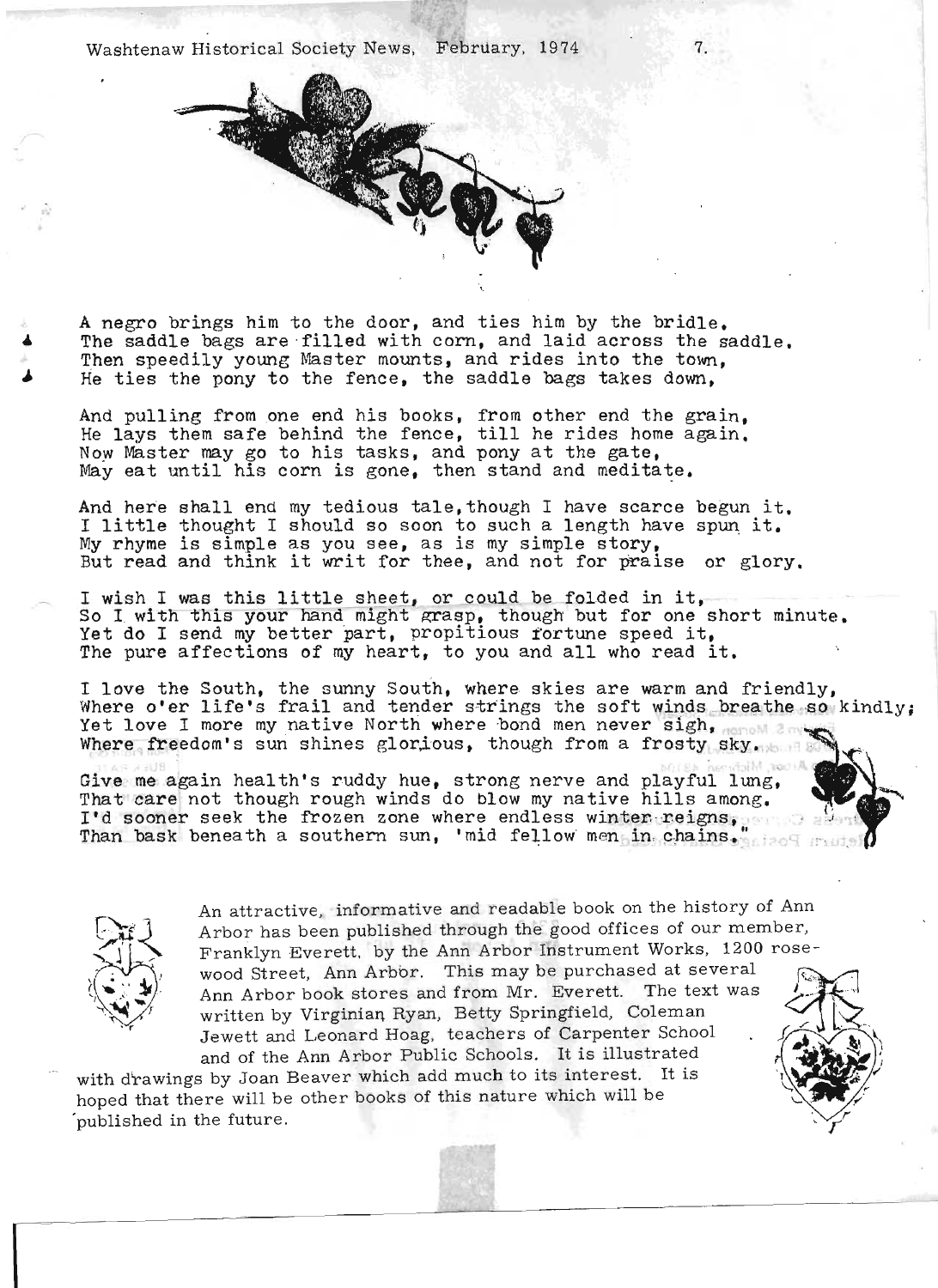A negro brings him to the door, and ties him by the bridle.
The saddle bags are filled with corn, and laid across the saddle.
Then speedily young Master mounts, and rides into the town,
He ties the pony to the fence, the saddle bags takes down,

And pulling from one end his books, from other end the grain,
He lays them safe behind the fence, till he rides home again.
Now Master may go to his tasks, and pony at the gate,
May eat until his corn is gone, then stand and meditate.

And here shall end my tedious tale, though I have scarce begun it.
I little thought I should so soon to such a length have spun it.
My rhyme is simple as you see, as is my simple story,
But read and think it writ for thee, and not for praise or glory.

I wish I was this little sheet, or could be folded in it,
So I with this your hand might grasp, though but for one short minute.
Yet do I send my better part, propitious fortune speed it,
The pure affections of my heart, to you and all who read it.

I love the South, the sunny South, where skies are warm and friendly,
Where o'er life's frail and tender strings the soft winds breathe so kindly;
Yet love I more my native North where bond men never sigh,
Where freedom's sun shines glorious, though from a frosty sky.

Give me again health's ruddy hue, strong nerve and playful lung,
That care not though rough winds do blow my native hills among.
I'd sooner seek the frozen zone where endless winter reigns,
Than bask beneath a southern sun, 'mid fellow men in chains."

An attractive, informative and readable book on the history of Ann Arbor has been published through the good offices of our member, Franklyn Everett, by the Ann Arbor Instrument Works, 1200 Rosewood Street, Ann Arbor. This may be purchased at several Ann Arbor book stores and from Mr. Everett. The text was written by Virginian Ryan, Betty Springfield, Coleman Jewett and Leonard Hoag, teachers of Carpenter School and of the Ann Arbor Public Schools. It is illustrated with drawings by Joan Beaver which add much to its interest. It is hoped that there will be other books of this nature which will be published in the future.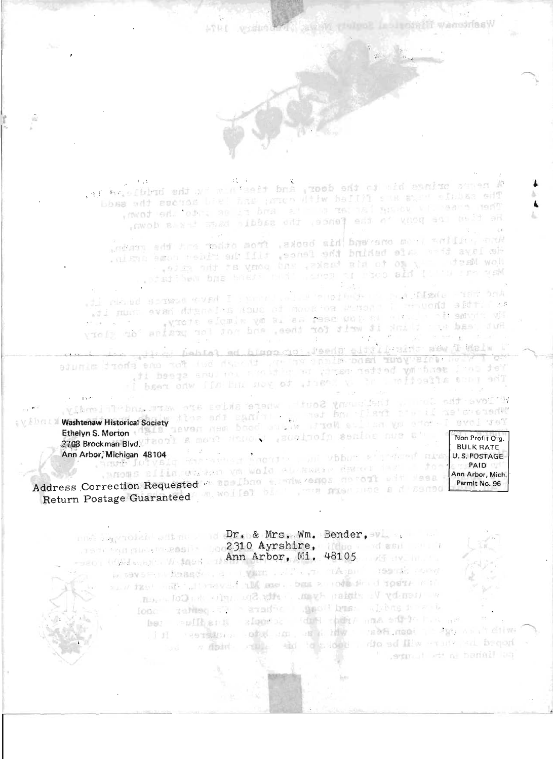Washtenaw Historical Society
Ethelyn S. Morton
2708 Brockman Blvd.
Ann Arbor, Michigan 48104

Address Correction Requested
Return Postage Guaranteed

Non Profit Org.
BULK RATE
U. S. POSTAGE
PAID
Ann Arbor, Mich.
Permit No. 96

Dr. & Mrs. Wm. Bender,
2310 Ayrshire,
Ann Arbor, Mi. 48105